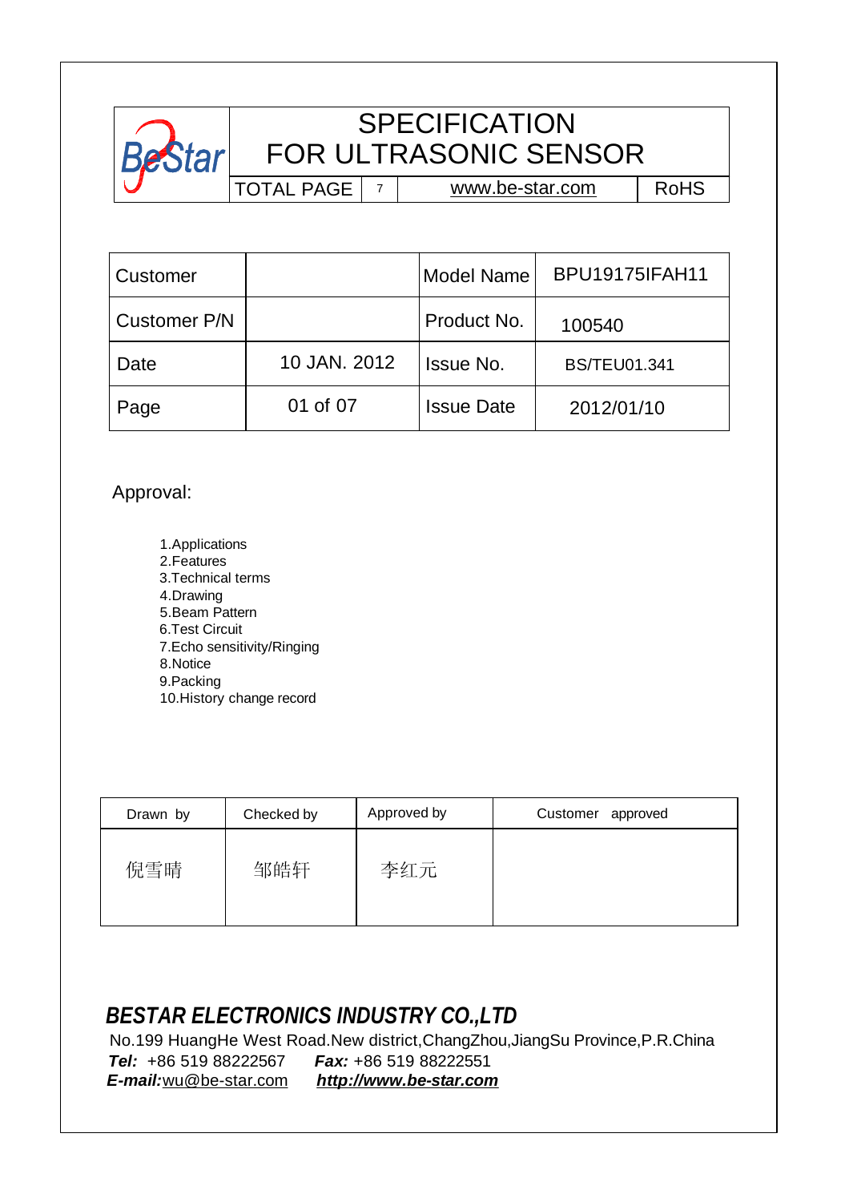# SPECIFICATION FOR ULTRASONIC SENSOR

| TOTAL PAGE | 7 | www.be-star.com | RoHS |
|---|---|---|---|

| Customer | | Model Name | BPU19175IFAH11 |
|---|---|---|---|
| Customer P/N | | Product No. | 100540 |
| Date | 10 JAN. 2012 | Issue No. | BS/TEU01.341 |
| Page | 01 of 07 | Issue Date | 2012/01/10 |

Approval:

1.Applications
2.Features
3.Technical terms
4.Drawing
5.Beam Pattern
6.Test Circuit
7.Echo sensitivity/Ringing
8.Notice
9.Packing
10.History change record

| Drawn by | Checked by | Approved by | Customer approved |
|---|---|---|---|
| 倪雪晴 | 邹皓轩 | 李红元 | |

***BESTAR ELECTRONICS INDUSTRY CO.,LTD***

No.199 HuangHe West Road.New district,ChangZhou,JiangSu Province,P.R.China

***Tel:*** +86 519 88222567 ***Fax:*** +86 519 88222551

***E-mail:*** wu@be-star.com ***http://www.be-star.com***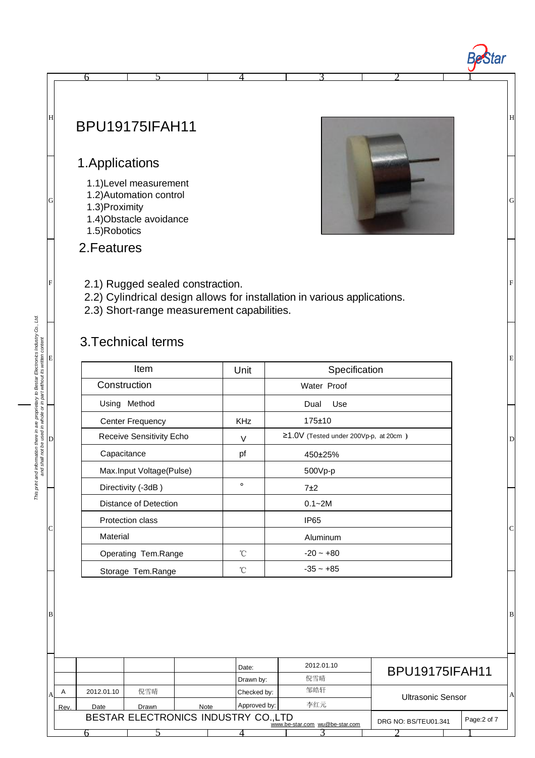# BPU19175IFAH11

## 1.Applications

1.1)Level measurement
1.2)Automation control
1.3)Proximity
1.4)Obstacle avoidance
1.5)Robotics

## 2.Features

2.1) Rugged sealed constraction.
2.2) Cylindrical design allows for installation in various applications.
2.3) Short-range measurement capabilities.

## 3.Technical terms

| Item | Unit | Specification |
|---|---|---|
| Construction | | Water Proof |
| Using Method | | Dual Use |
| Center Frequency | KHz | 175±10 |
| Receive Sensitivity Echo | V | ≥1.0V (Tested under 200Vp-p, at 20cm ) |
| Capacitance | pf | 450±25% |
| Max.Input Voltage(Pulse) | | 500Vp-p |
| Directivity (-3dB ) | ° | 7±2 |
| Distance of Detection | | 0.1~2M |
| Protection class | | IP65 |
| Material | | Aluminum |
| Operating Tem.Range | ℃ | -20 ~ +80 |
| Storage Tem.Range | ℃ | -35 ~ +85 |

| Rev. | Date | Drawn | Note | | | |
|---|---|---|---|---|---|---|
| | | | | Date: | 2012.01.10 | BPU19175IFAH11 |
| | | | | Drawn by: | 倪雪晴 | |
| A | 2012.01.10 | 倪雪晴 | | Checked by: | 邹皓轩 | Ultrasonic Sensor |
| | | | | Approved by: | 李红元 | |

BESTAR ELECTRONICS INDUSTRY CO.,LTD www.be-star.com wu@be-star.com

DRG NO: BS/TEU01.341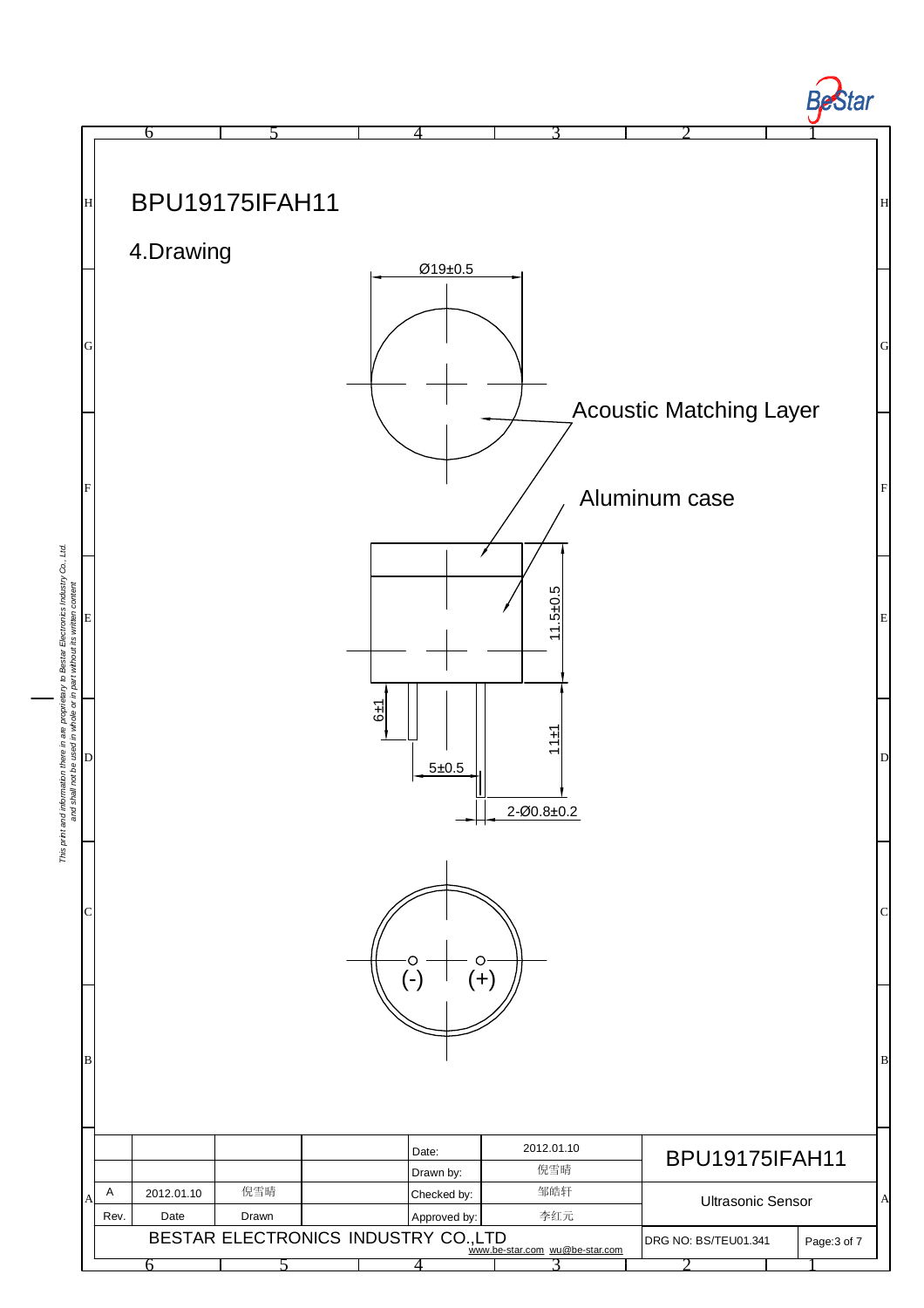# BPU19175IFAH11

## 4.Drawing

Ø19±0.5

Acoustic Matching Layer

Aluminum case

11.5±0.5

6±1

11±1

5±0.5

2-Ø0.8±0.2

(-) (+)

|  |  |  |  | Date: | 2012.01.10 | BPU19175IFAH11 |  |
|---|---|---|---|---|---|---|---|
|  |  |  |  | Drawn by: | 倪雪晴 |  |  |
| A | 2012.01.10 | 倪雪晴 |  | Checked by: | 邹皓轩 | Ultrasonic Sensor |  |
| Rev. | Date | Drawn |  | Approved by: | 李红元 |  |  |
| BESTAR ELECTRONICS INDUSTRY CO.,LTD www.be-star.com wu@be-star.com |  |  |  |  |  | DRG NO: BS/TEU01.341 | Page:3 of 7 |

*This print and information there in are proprietary to Bestar Electronics Industry Co., Ltd. and shall not be used in whole or in part without its written content*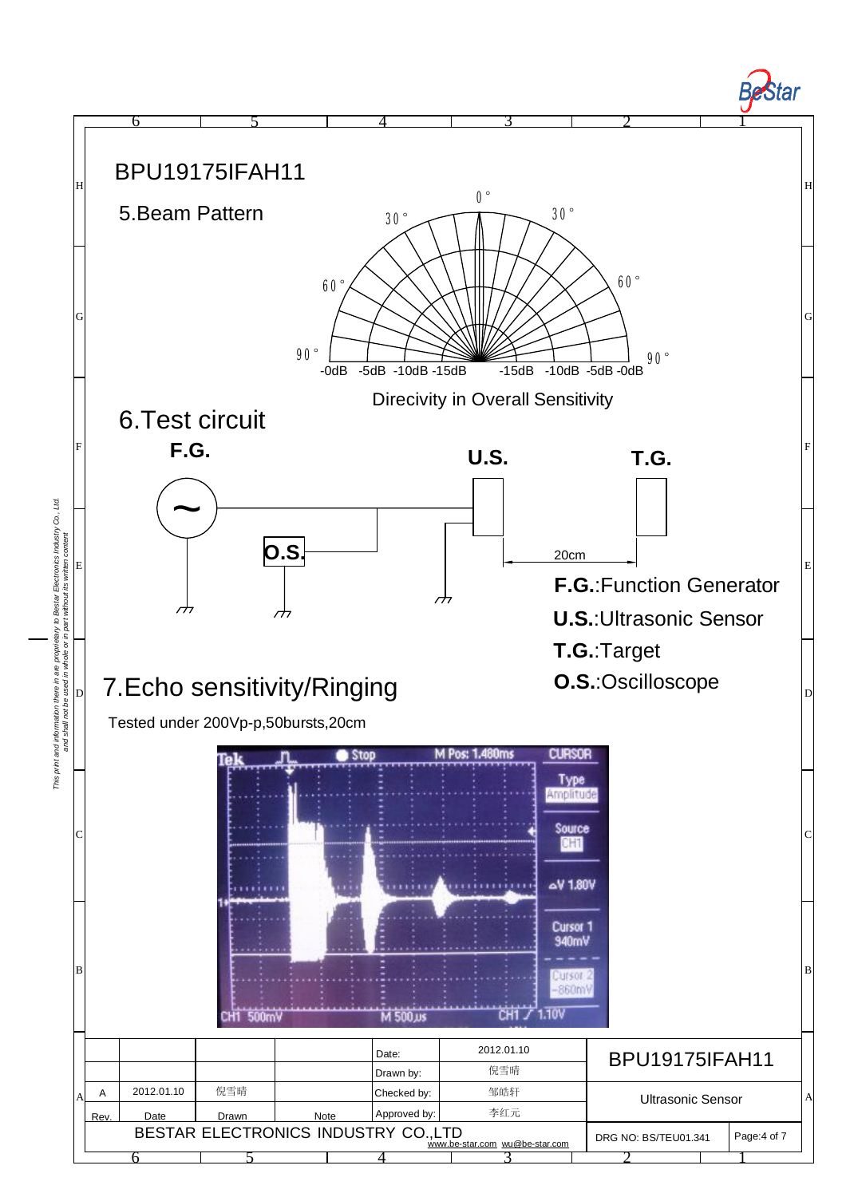# BPU19175IFAH11

## 5.Beam Pattern

0°
30° 30°
60° 60°
90° 90°

-0dB -5dB -10dB -15dB -15dB -10dB -5dB -0dB

Direcivity in Overall Sensitivity

## 6.Test circuit

**F.G.** **U.S.** **T.G.**

**O.S.**

20cm

**F.G.**:Function Generator

**U.S.**:Ultrasonic Sensor

**T.G.**:Target

**O.S.**:Oscilloscope

## 7.Echo sensitivity/Ringing

Tested under 200Vp-p,50bursts,20cm

Tek Stop M Pos: 1.480ms CURSOR

Type Amplitude

Source CH1

ΔV 1.80V

Cursor 1 940mV

Cursor 2 -860mV

CH1 500mV M 500μs CH1 ∕ 1.10V

|  |  |  |  | Date: | 2012.01.10 | BPU19175IFAH11 |  |
|---|---|---|---|---|---|---|---|
|  |  |  |  | Drawn by: | 倪雪晴 |  |  |
| A | 2012.01.10 | 倪雪晴 |  | Checked by: | 邹皓轩 | Ultrasonic Sensor |  |
| Rev. | Date | Drawn | Note | Approved by: | 李红元 |  |  |
| BESTAR ELECTRONICS INDUSTRY CO.,LTD |  |  |  | www.be-star.com wu@be-star.com |  | DRG NO: BS/TEU01.341 | Page:4 of 7 |

*This print and information there in are proprietary to Bestar Electronics Industry Co., Ltd. and shall not be used in whole or in part without its written content*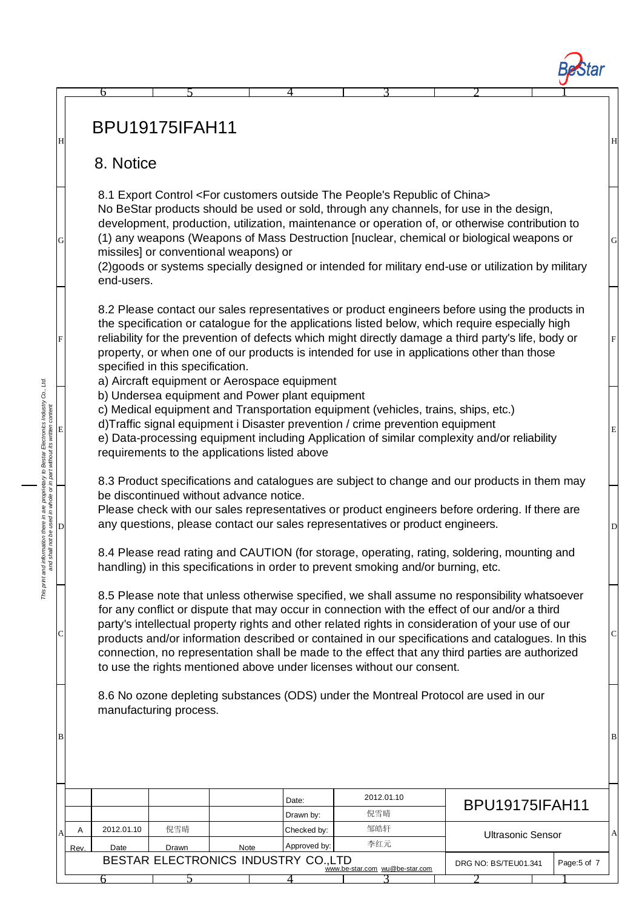# BPU19175IFAH11

## 8. Notice

8.1 Export Control <For customers outside The People's Republic of China>
No BeStar products should be used or sold, through any channels, for use in the design, development, production, utilization, maintenance or operation of, or otherwise contribution to (1) any weapons (Weapons of Mass Destruction [nuclear, chemical or biological weapons or missiles] or conventional weapons) or
(2)goods or systems specially designed or intended for military end-use or utilization by military end-users.

8.2 Please contact our sales representatives or product engineers before using the products in the specification or catalogue for the applications listed below, which require especially high reliability for the prevention of defects which might directly damage a third party's life, body or property, or when one of our products is intended for use in applications other than those specified in this specification.
a) Aircraft equipment or Aerospace equipment
b) Undersea equipment and Power plant equipment
c) Medical equipment and Transportation equipment (vehicles, trains, ships, etc.)
d)Traffic signal equipment i Disaster prevention / crime prevention equipment
e) Data-processing equipment including Application of similar complexity and/or reliability requirements to the applications listed above

8.3 Product specifications and catalogues are subject to change and our products in them may be discontinued without advance notice.
Please check with our sales representatives or product engineers before ordering. If there are any questions, please contact our sales representatives or product engineers.

8.4 Please read rating and CAUTION (for storage, operating, rating, soldering, mounting and handling) in this specifications in order to prevent smoking and/or burning, etc.

8.5 Please note that unless otherwise specified, we shall assume no responsibility whatsoever for any conflict or dispute that may occur in connection with the effect of our and/or a third party's intellectual property rights and other related rights in consideration of your use of our products and/or information described or contained in our specifications and catalogues. In this connection, no representation shall be made to the effect that any third parties are authorized to use the rights mentioned above under licenses without our consent.

8.6 No ozone depleting substances (ODS) under the Montreal Protocol are used in our manufacturing process.

| Rev. | Date | Drawn | Note | | | |
|---|---|---|---|---|---|---|
| | | | | Date: | 2012.01.10 | BPU19175IFAH11 |
| | | | | Drawn by: | 倪雪晴 | |
| A | 2012.01.10 | 倪雪晴 | | Checked by: | 邹皓轩 | Ultrasonic Sensor |
| | | | | Approved by: | 李红元 | |

BESTAR ELECTRONICS INDUSTRY CO.,LTD — www.be-star.com wu@be-star.com — DRG NO: BS/TEU01.341

*This print and information there in are proprietary to Bestar Electronics Industry Co., Ltd. and shall not be used in whole or in part without its written content*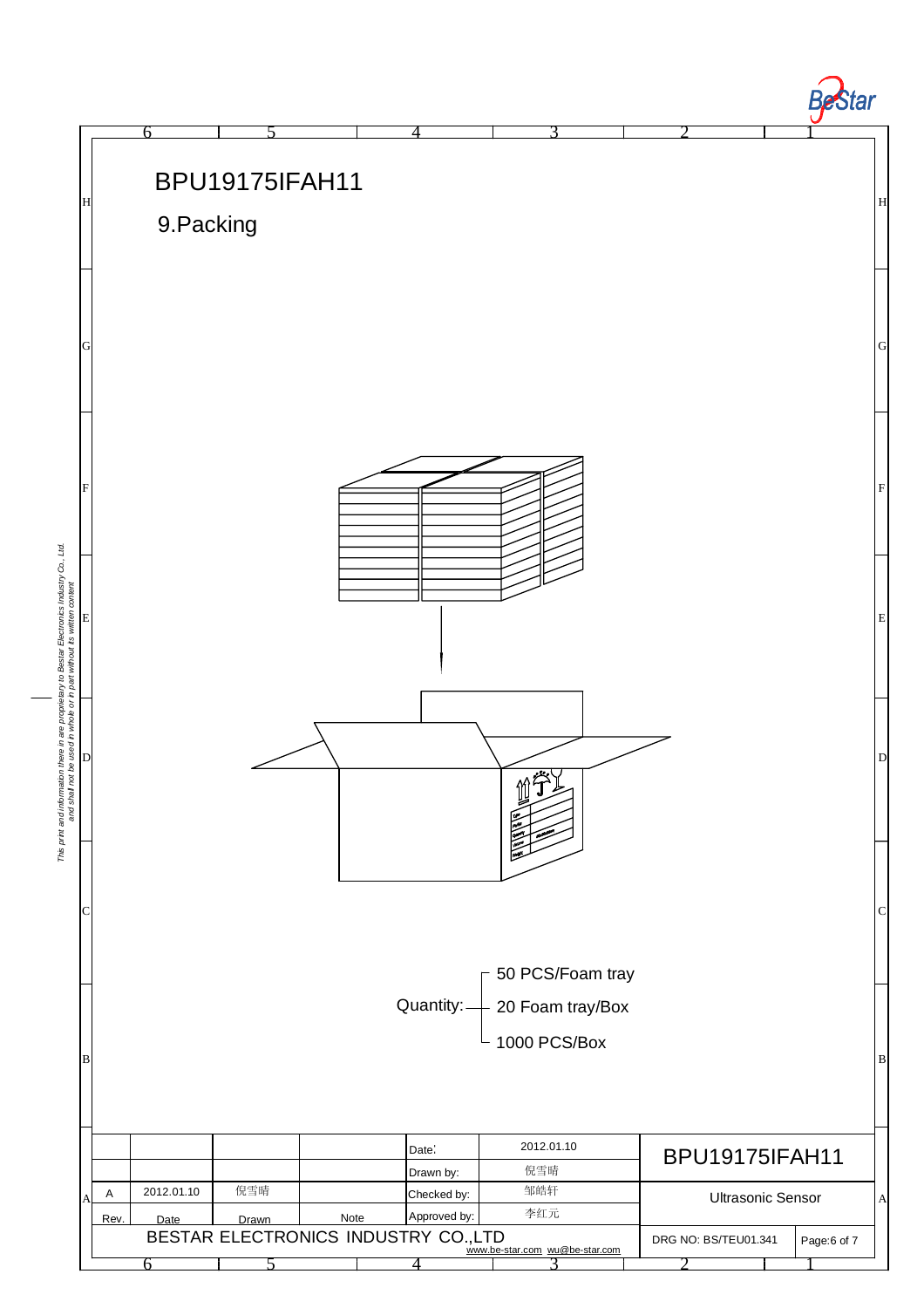# BPU19175IFAH11

## 9.Packing

Quantity:
- 50 PCS/Foam tray
- 20 Foam tray/Box
- 1000 PCS/Box

| | | | | Date: | 2012.01.10 | BPU19175IFAH11 | |
|---|---|---|---|---|---|---|---|
| | | | | Drawn by: | 倪雪晴 | | |
| A | 2012.01.10 | 倪雪晴 | | Checked by: | 邹皓轩 | Ultrasonic Sensor | |
| Rev. | Date | Drawn | Note | Approved by: | 李红元 | | |
| BESTAR ELECTRONICS INDUSTRY CO.,LTD | | | | www.be-star.com wu@be-star.com | | DRG NO: BS/TEU01.341 | Page:6 of 7 |

This print and information there in are proprietary to Bestar Electronics Industry Co., Ltd. and shall not be used in whole or in part without its written content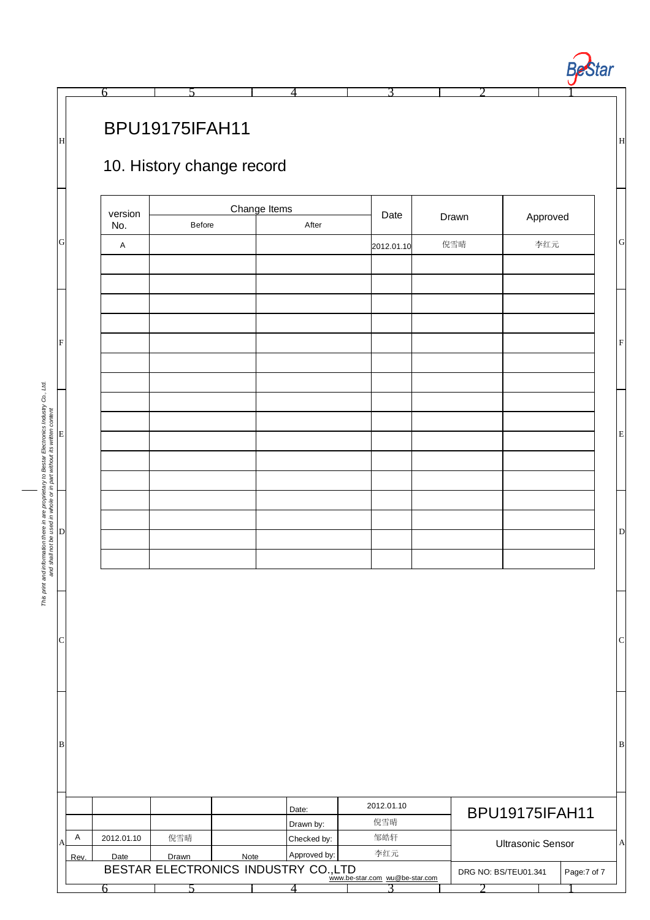# BPU19175IFAH11

## 10. History change record

| version No. | Change Items | | Date | Drawn | Approved |
|---|---|---|---|---|---|
| | Before | After | | | |
| A | | | 2012.01.10 | 倪雪晴 | 李红元 |
| | | | | | |
| | | | | | |
| | | | | | |
| | | | | | |
| | | | | | |
| | | | | | |
| | | | | | |
| | | | | | |
| | | | | | |
| | | | | | |
| | | | | | |
| | | | | | |
| | | | | | |
| | | | | | |
| | | | | | |
| | | | | | |

| | | | | | |
|---|---|---|---|---|---|
| | | | Date: | 2012.01.10 | BPU19175IFAH11 |
| | | | Drawn by: | 倪雪晴 | |
| A | 2012.01.10 | 倪雪晴 | Checked by: | 邹皓轩 | Ultrasonic Sensor |
| Rev. | Date | Drawn | Note / Approved by: | 李红元 | |

BESTAR ELECTRONICS INDUSTRY CO.,LTD www.be-star.com wu@be-star.com

DRG NO: BS/TEU01.341

This print and information there in are proprietary to Bestar Electronics Industry Co., Ltd. and shall not be used in whole or in part without its written content